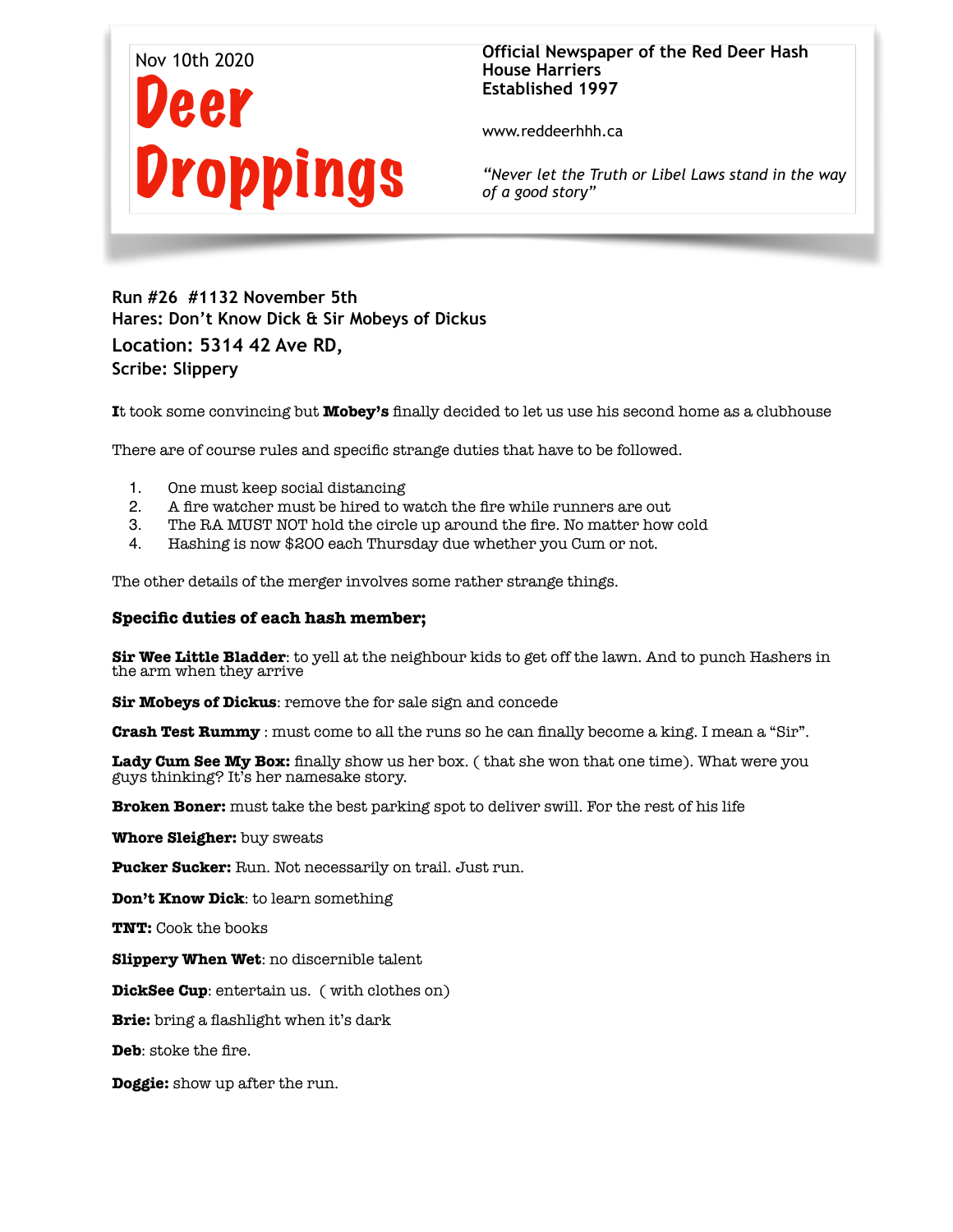Nov 10th 2020

# Deer Droppings

**Official Newspaper of the Red Deer Hash House Harriers**
**Established 1997**

www.reddeerhhh.ca

*"Never let the Truth or Libel Laws stand in the way of a good story"*

**Run #26 #1132 November 5th**
**Hares: Don't Know Dick & Sir Mobeys of Dickus**
**Location: 5314 42 Ave RD,**
**Scribe: Slippery**

**I**t took some convincing but **Mobey's** finally decided to let us use his second home as a clubhouse

There are of course rules and specific strange duties that have to be followed.

1. One must keep social distancing
2. A fire watcher must be hired to watch the fire while runners are out
3. The RA MUST NOT hold the circle up around the fire. No matter how cold
4. Hashing is now $200 each Thursday due whether you Cum or not.

The other details of the merger involves some rather strange things.

### Specific duties of each hash member;

**Sir Wee Little Bladder**: to yell at the neighbour kids to get off the lawn. And to punch Hashers in the arm when they arrive

**Sir Mobeys of Dickus**: remove the for sale sign and concede

**Crash Test Rummy** : must come to all the runs so he can finally become a king. I mean a "Sir".

**Lady Cum See My Box:** finally show us her box. ( that she won that one time). What were you guys thinking? It's her namesake story.

**Broken Boner:** must take the best parking spot to deliver swill. For the rest of his life

**Whore Sleigher:** buy sweats

**Pucker Sucker:** Run. Not necessarily on trail. Just run.

**Don't Know Dick**: to learn something

**TNT:** Cook the books

**Slippery When Wet**: no discernible talent

**DickSee Cup**: entertain us. ( with clothes on)

**Brie:** bring a flashlight when it's dark

**Deb**: stoke the fire.

**Doggie:** show up after the run.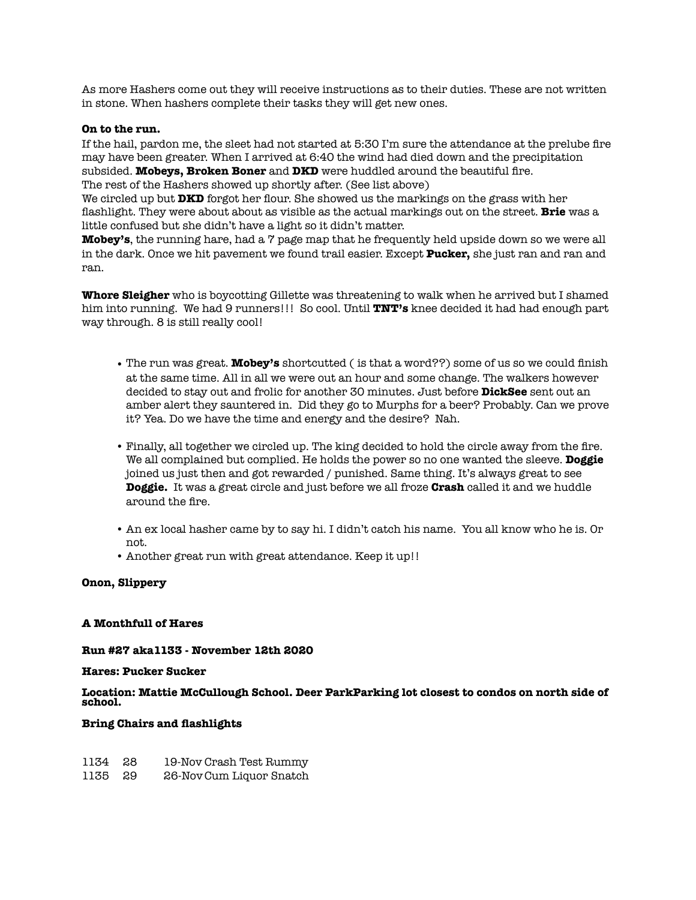As more Hashers come out they will receive instructions as to their duties. These are not written in stone. When hashers complete their tasks they will get new ones.

**On to the run.**

If the hail, pardon me, the sleet had not started at 5:30 I'm sure the attendance at the prelube fire may have been greater. When I arrived at 6:40 the wind had died down and the precipitation subsided. **Mobeys, Broken Boner** and **DKD** were huddled around the beautiful fire.
The rest of the Hashers showed up shortly after. (See list above)
We circled up but **DKD** forgot her flour. She showed us the markings on the grass with her flashlight. They were about about as visible as the actual markings out on the street. **Brie** was a little confused but she didn't have a light so it didn't matter.
**Mobey's**, the running hare, had a 7 page map that he frequently held upside down so we were all in the dark. Once we hit pavement we found trail easier. Except **Pucker,** she just ran and ran and ran.

**Whore Sleigher** who is boycotting Gillette was threatening to walk when he arrived but I shamed him into running. We had 9 runners!!! So cool. Until **TNT's** knee decided it had had enough part way through. 8 is still really cool!

- The run was great. **Mobey's** shortcutted ( is that a word??) some of us so we could finish at the same time. All in all we were out an hour and some change. The walkers however decided to stay out and frolic for another 30 minutes. Just before **DickSee** sent out an amber alert they sauntered in. Did they go to Murphs for a beer? Probably. Can we prove it? Yea. Do we have the time and energy and the desire? Nah.
- Finally, all together we circled up. The king decided to hold the circle away from the fire. We all complained but complied. He holds the power so no one wanted the sleeve. **Doggie** joined us just then and got rewarded / punished. Same thing. It's always great to see **Doggie.** It was a great circle and just before we all froze **Crash** called it and we huddle around the fire.
- An ex local hasher came by to say hi. I didn't catch his name. You all know who he is. Or not.
- Another great run with great attendance. Keep it up!!

**Onon, Slippery**

**A Monthfull of Hares**

**Run #27 aka1133 - November 12th 2020**

**Hares: Pucker Sucker**

**Location: Mattie McCullough School. Deer ParkParking lot closest to condos on north side of school.**

**Bring Chairs and flashlights**

| | | | |
|---|---|---|---|
| 1134 | 28 | 19-Nov | Crash Test Rummy |
| 1135 | 29 | 26-Nov | Cum Liquor Snatch |